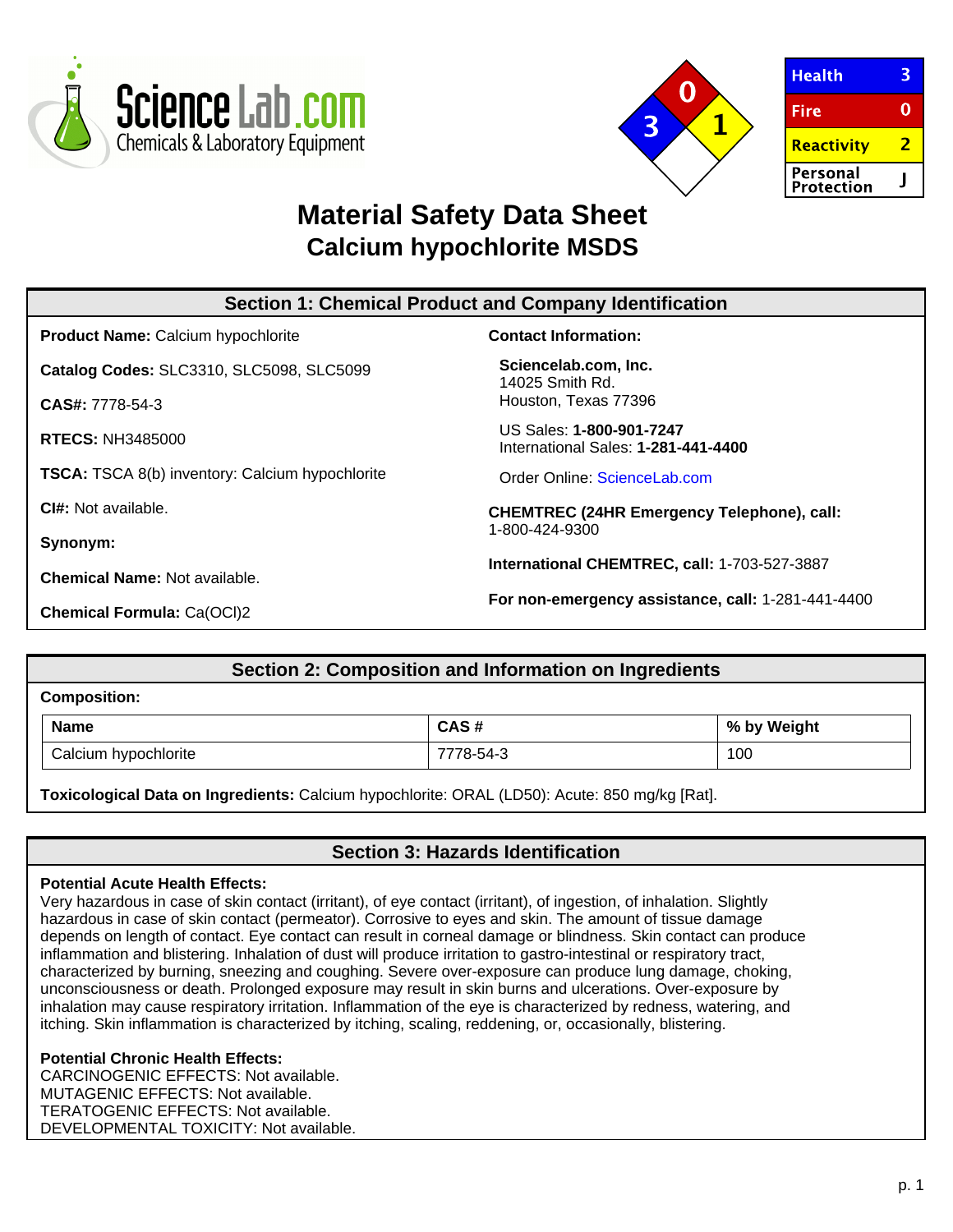ScienceLab.com
Chemicals & Laboratory Equipment

| Health | 3 |
| --- | --- |
| Fire | 0 |
| Reactivity | 2 |
| Personal Protection | J |

# Material Safety Data Sheet
## Calcium hypochlorite MSDS

### Section 1: Chemical Product and Company Identification

**Product Name:** Calcium hypochlorite

**Catalog Codes:** SLC3310, SLC5098, SLC5099

**CAS#:** 7778-54-3

**RTECS:** NH3485000

**TSCA:** TSCA 8(b) inventory: Calcium hypochlorite

**CI#:** Not available.

**Synonym:**

**Chemical Name:** Not available.

**Chemical Formula:** $Ca(OCl)_2$

**Contact Information:**

**Sciencelab.com, Inc.**
14025 Smith Rd.
Houston, Texas 77396

US Sales: **1-800-901-7247**
International Sales: **1-281-441-4400**

Order Online: ScienceLab.com

**CHEMTREC (24HR Emergency Telephone), call:**
1-800-424-9300

**International CHEMTREC, call:** 1-703-527-3887

**For non-emergency assistance, call:** 1-281-441-4400

### Section 2: Composition and Information on Ingredients

**Composition:**

| Name | CAS # | % by Weight |
| --- | --- | --- |
| Calcium hypochlorite | 7778-54-3 | 100 |

**Toxicological Data on Ingredients:** Calcium hypochlorite: ORAL (LD50): Acute: 850 mg/kg [Rat].

### Section 3: Hazards Identification

**Potential Acute Health Effects:**
Very hazardous in case of skin contact (irritant), of eye contact (irritant), of ingestion, of inhalation. Slightly hazardous in case of skin contact (permeator). Corrosive to eyes and skin. The amount of tissue damage depends on length of contact. Eye contact can result in corneal damage or blindness. Skin contact can produce inflammation and blistering. Inhalation of dust will produce irritation to gastro-intestinal or respiratory tract, characterized by burning, sneezing and coughing. Severe over-exposure can produce lung damage, choking, unconsciousness or death. Prolonged exposure may result in skin burns and ulcerations. Over-exposure by inhalation may cause respiratory irritation. Inflammation of the eye is characterized by redness, watering, and itching. Skin inflammation is characterized by itching, scaling, reddening, or, occasionally, blistering.

**Potential Chronic Health Effects:**
CARCINOGENIC EFFECTS: Not available.
MUTAGENIC EFFECTS: Not available.
TERATOGENIC EFFECTS: Not available.
DEVELOPMENTAL TOXICITY: Not available.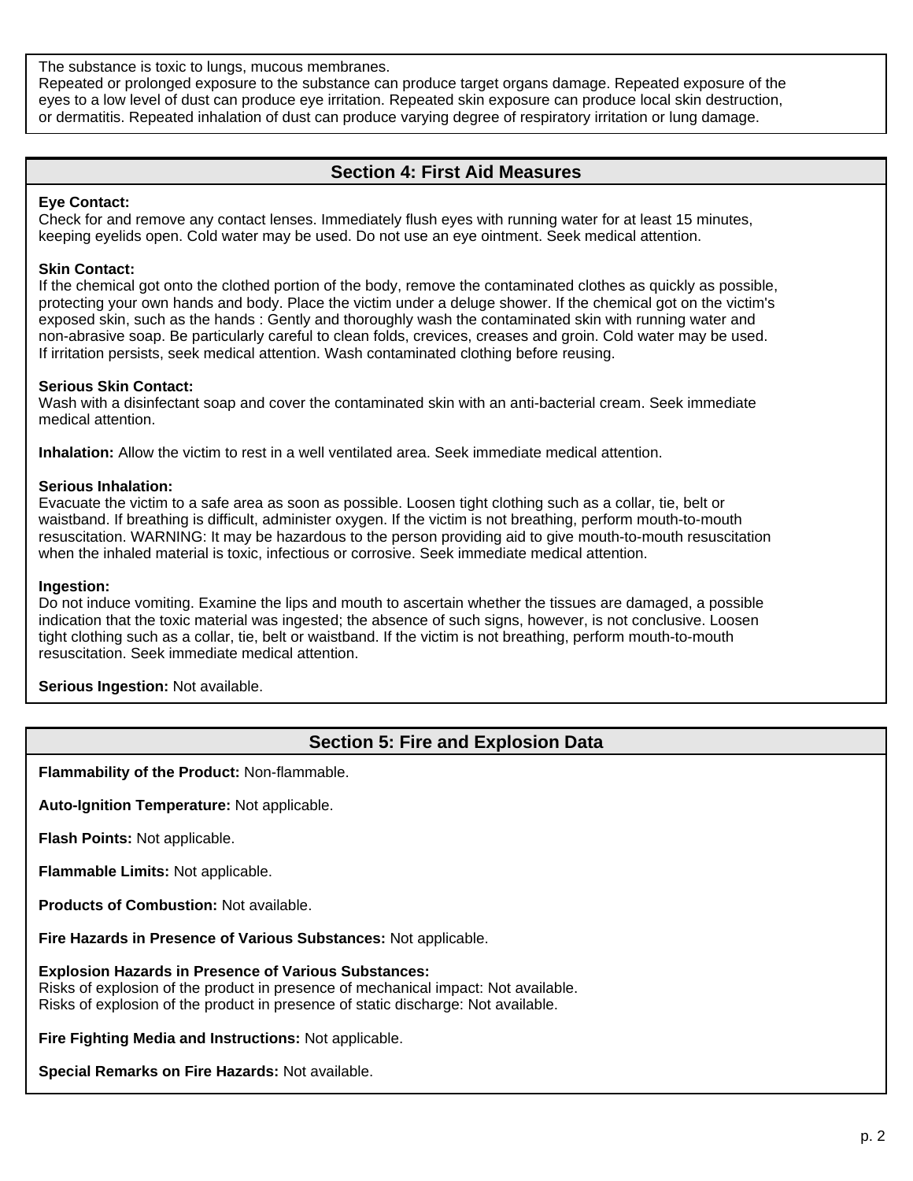The substance is toxic to lungs, mucous membranes.
Repeated or prolonged exposure to the substance can produce target organs damage. Repeated exposure of the eyes to a low level of dust can produce eye irritation. Repeated skin exposure can produce local skin destruction, or dermatitis. Repeated inhalation of dust can produce varying degree of respiratory irritation or lung damage.

## Section 4: First Aid Measures

**Eye Contact:**
Check for and remove any contact lenses. Immediately flush eyes with running water for at least 15 minutes, keeping eyelids open. Cold water may be used. Do not use an eye ointment. Seek medical attention.

**Skin Contact:**
If the chemical got onto the clothed portion of the body, remove the contaminated clothes as quickly as possible, protecting your own hands and body. Place the victim under a deluge shower. If the chemical got on the victim's exposed skin, such as the hands : Gently and thoroughly wash the contaminated skin with running water and non-abrasive soap. Be particularly careful to clean folds, crevices, creases and groin. Cold water may be used. If irritation persists, seek medical attention. Wash contaminated clothing before reusing.

**Serious Skin Contact:**
Wash with a disinfectant soap and cover the contaminated skin with an anti-bacterial cream. Seek immediate medical attention.

**Inhalation:** Allow the victim to rest in a well ventilated area. Seek immediate medical attention.

**Serious Inhalation:**
Evacuate the victim to a safe area as soon as possible. Loosen tight clothing such as a collar, tie, belt or waistband. If breathing is difficult, administer oxygen. If the victim is not breathing, perform mouth-to-mouth resuscitation. WARNING: It may be hazardous to the person providing aid to give mouth-to-mouth resuscitation when the inhaled material is toxic, infectious or corrosive. Seek immediate medical attention.

**Ingestion:**
Do not induce vomiting. Examine the lips and mouth to ascertain whether the tissues are damaged, a possible indication that the toxic material was ingested; the absence of such signs, however, is not conclusive. Loosen tight clothing such as a collar, tie, belt or waistband. If the victim is not breathing, perform mouth-to-mouth resuscitation. Seek immediate medical attention.

**Serious Ingestion:** Not available.

## Section 5: Fire and Explosion Data

**Flammability of the Product:** Non-flammable.

**Auto-Ignition Temperature:** Not applicable.

**Flash Points:** Not applicable.

**Flammable Limits:** Not applicable.

**Products of Combustion:** Not available.

**Fire Hazards in Presence of Various Substances:** Not applicable.

**Explosion Hazards in Presence of Various Substances:**
Risks of explosion of the product in presence of mechanical impact: Not available.
Risks of explosion of the product in presence of static discharge: Not available.

**Fire Fighting Media and Instructions:** Not applicable.

**Special Remarks on Fire Hazards:** Not available.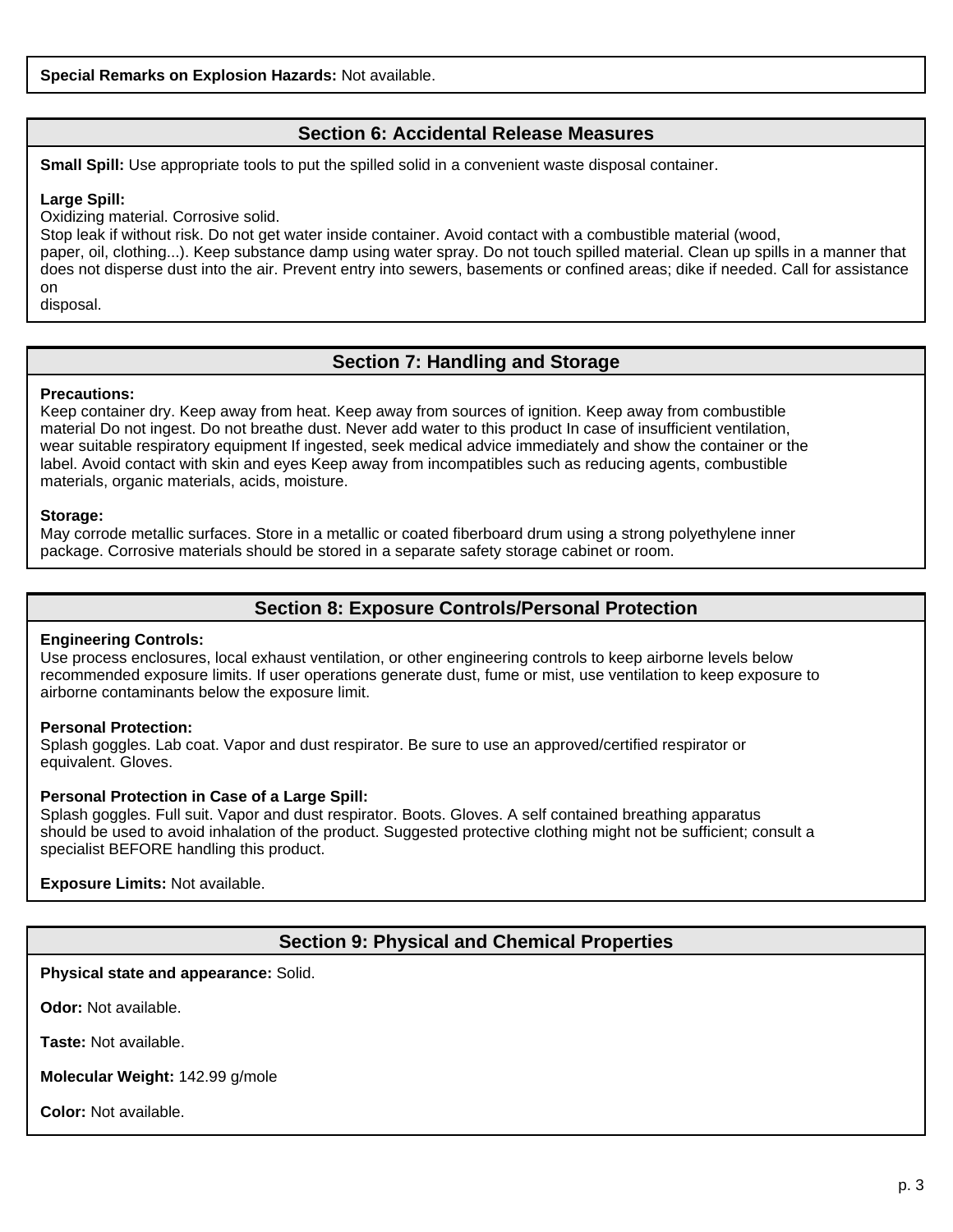**Special Remarks on Explosion Hazards:** Not available.

## Section 6: Accidental Release Measures

**Small Spill:** Use appropriate tools to put the spilled solid in a convenient waste disposal container.

**Large Spill:**
Oxidizing material. Corrosive solid.
Stop leak if without risk. Do not get water inside container. Avoid contact with a combustible material (wood, paper, oil, clothing...). Keep substance damp using water spray. Do not touch spilled material. Clean up spills in a manner that does not disperse dust into the air. Prevent entry into sewers, basements or confined areas; dike if needed. Call for assistance on disposal.

## Section 7: Handling and Storage

**Precautions:**
Keep container dry. Keep away from heat. Keep away from sources of ignition. Keep away from combustible material Do not ingest. Do not breathe dust. Never add water to this product In case of insufficient ventilation, wear suitable respiratory equipment If ingested, seek medical advice immediately and show the container or the label. Avoid contact with skin and eyes Keep away from incompatibles such as reducing agents, combustible materials, organic materials, acids, moisture.

**Storage:**
May corrode metallic surfaces. Store in a metallic or coated fiberboard drum using a strong polyethylene inner package. Corrosive materials should be stored in a separate safety storage cabinet or room.

## Section 8: Exposure Controls/Personal Protection

**Engineering Controls:**
Use process enclosures, local exhaust ventilation, or other engineering controls to keep airborne levels below recommended exposure limits. If user operations generate dust, fume or mist, use ventilation to keep exposure to airborne contaminants below the exposure limit.

**Personal Protection:**
Splash goggles. Lab coat. Vapor and dust respirator. Be sure to use an approved/certified respirator or equivalent. Gloves.

**Personal Protection in Case of a Large Spill:**
Splash goggles. Full suit. Vapor and dust respirator. Boots. Gloves. A self contained breathing apparatus should be used to avoid inhalation of the product. Suggested protective clothing might not be sufficient; consult a specialist BEFORE handling this product.

**Exposure Limits:** Not available.

## Section 9: Physical and Chemical Properties

**Physical state and appearance:** Solid.

**Odor:** Not available.

**Taste:** Not available.

**Molecular Weight:** 142.99 g/mole

**Color:** Not available.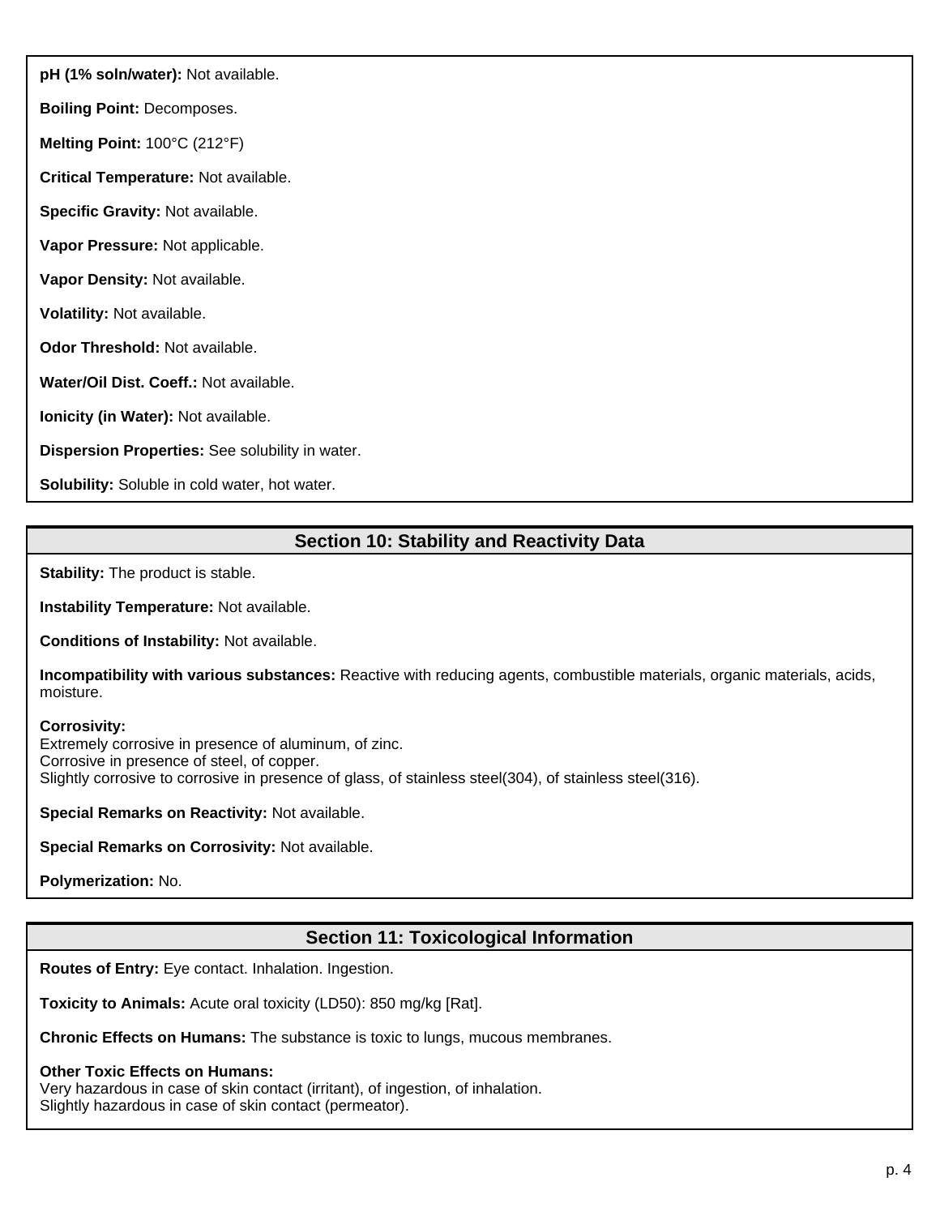**pH (1% soln/water):** Not available.

**Boiling Point:** Decomposes.

**Melting Point:** 100°C (212°F)

**Critical Temperature:** Not available.

**Specific Gravity:** Not available.

**Vapor Pressure:** Not applicable.

**Vapor Density:** Not available.

**Volatility:** Not available.

**Odor Threshold:** Not available.

**Water/Oil Dist. Coeff.:** Not available.

**Ionicity (in Water):** Not available.

**Dispersion Properties:** See solubility in water.

**Solubility:** Soluble in cold water, hot water.

## Section 10: Stability and Reactivity Data

**Stability:** The product is stable.

**Instability Temperature:** Not available.

**Conditions of Instability:** Not available.

**Incompatibility with various substances:** Reactive with reducing agents, combustible materials, organic materials, acids, moisture.

**Corrosivity:**
Extremely corrosive in presence of aluminum, of zinc.
Corrosive in presence of steel, of copper.
Slightly corrosive to corrosive in presence of glass, of stainless steel(304), of stainless steel(316).

**Special Remarks on Reactivity:** Not available.

**Special Remarks on Corrosivity:** Not available.

**Polymerization:** No.

## Section 11: Toxicological Information

**Routes of Entry:** Eye contact. Inhalation. Ingestion.

**Toxicity to Animals:** Acute oral toxicity (LD50): 850 mg/kg [Rat].

**Chronic Effects on Humans:** The substance is toxic to lungs, mucous membranes.

**Other Toxic Effects on Humans:**
Very hazardous in case of skin contact (irritant), of ingestion, of inhalation.
Slightly hazardous in case of skin contact (permeator).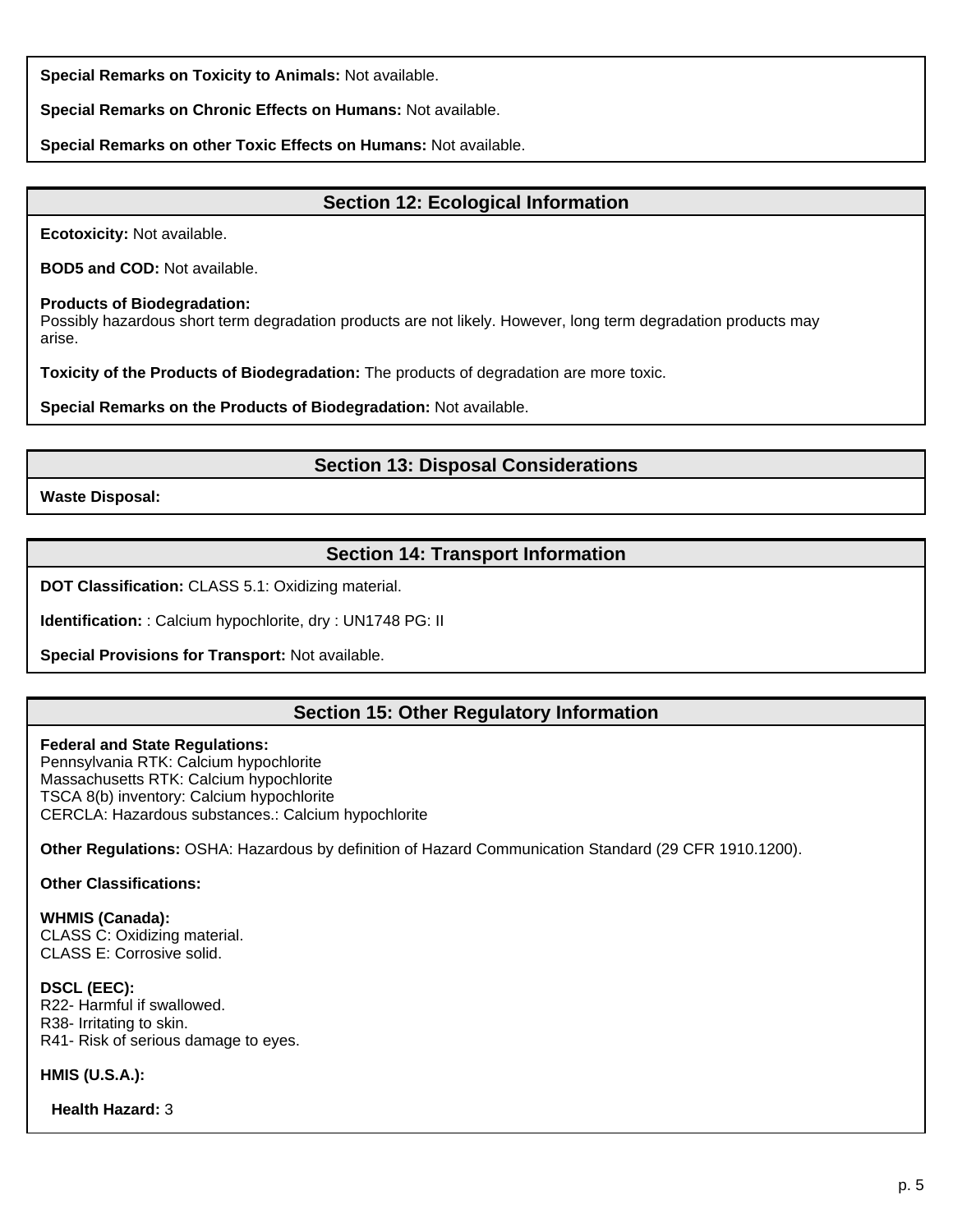**Special Remarks on Toxicity to Animals:** Not available.

**Special Remarks on Chronic Effects on Humans:** Not available.

**Special Remarks on other Toxic Effects on Humans:** Not available.

## Section 12: Ecological Information

**Ecotoxicity:** Not available.

**BOD5 and COD:** Not available.

**Products of Biodegradation:**
Possibly hazardous short term degradation products are not likely. However, long term degradation products may arise.

**Toxicity of the Products of Biodegradation:** The products of degradation are more toxic.

**Special Remarks on the Products of Biodegradation:** Not available.

## Section 13: Disposal Considerations

**Waste Disposal:**

## Section 14: Transport Information

**DOT Classification:** CLASS 5.1: Oxidizing material.

**Identification:** : Calcium hypochlorite, dry : UN1748 PG: II

**Special Provisions for Transport:** Not available.

## Section 15: Other Regulatory Information

**Federal and State Regulations:**
Pennsylvania RTK: Calcium hypochlorite
Massachusetts RTK: Calcium hypochlorite
TSCA 8(b) inventory: Calcium hypochlorite
CERCLA: Hazardous substances.: Calcium hypochlorite

**Other Regulations:** OSHA: Hazardous by definition of Hazard Communication Standard (29 CFR 1910.1200).

**Other Classifications:**

**WHMIS (Canada):**
CLASS C: Oxidizing material.
CLASS E: Corrosive solid.

**DSCL (EEC):**
R22- Harmful if swallowed.
R38- Irritating to skin.
R41- Risk of serious damage to eyes.

**HMIS (U.S.A.):**

**Health Hazard:** 3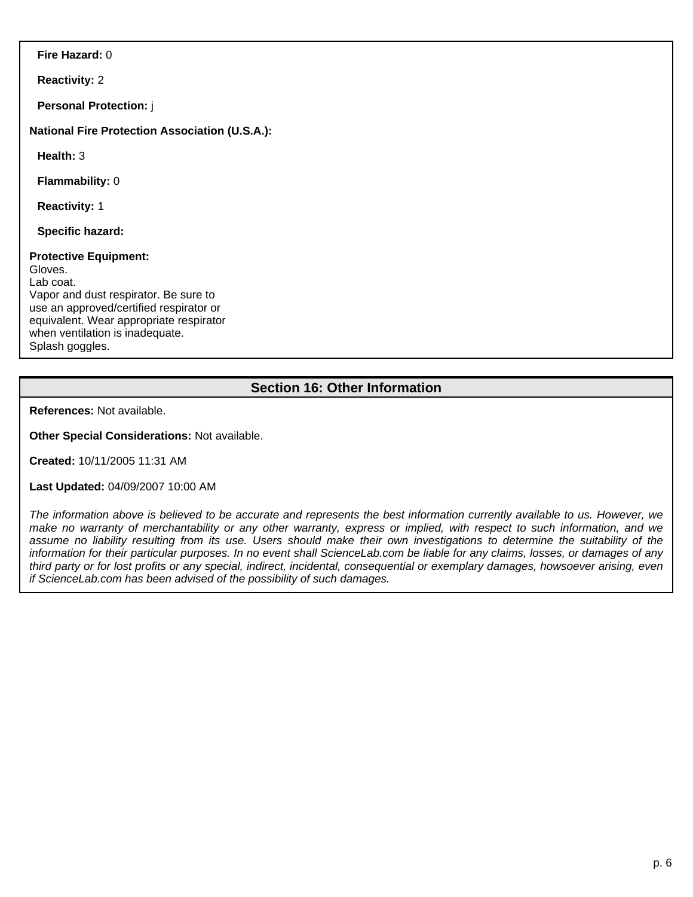**Fire Hazard:** 0

**Reactivity:** 2

**Personal Protection:** j

**National Fire Protection Association (U.S.A.):**

**Health:** 3

**Flammability:** 0

**Reactivity:** 1

**Specific hazard:**

**Protective Equipment:**
Gloves.
Lab coat.
Vapor and dust respirator. Be sure to use an approved/certified respirator or equivalent. Wear appropriate respirator when ventilation is inadequate.
Splash goggles.

## Section 16: Other Information

**References:** Not available.

**Other Special Considerations:** Not available.

**Created:** 10/11/2005 11:31 AM

**Last Updated:** 04/09/2007 10:00 AM

*The information above is believed to be accurate and represents the best information currently available to us. However, we make no warranty of merchantability or any other warranty, express or implied, with respect to such information, and we assume no liability resulting from its use. Users should make their own investigations to determine the suitability of the information for their particular purposes. In no event shall ScienceLab.com be liable for any claims, losses, or damages of any third party or for lost profits or any special, indirect, incidental, consequential or exemplary damages, howsoever arising, even if ScienceLab.com has been advised of the possibility of such damages.*